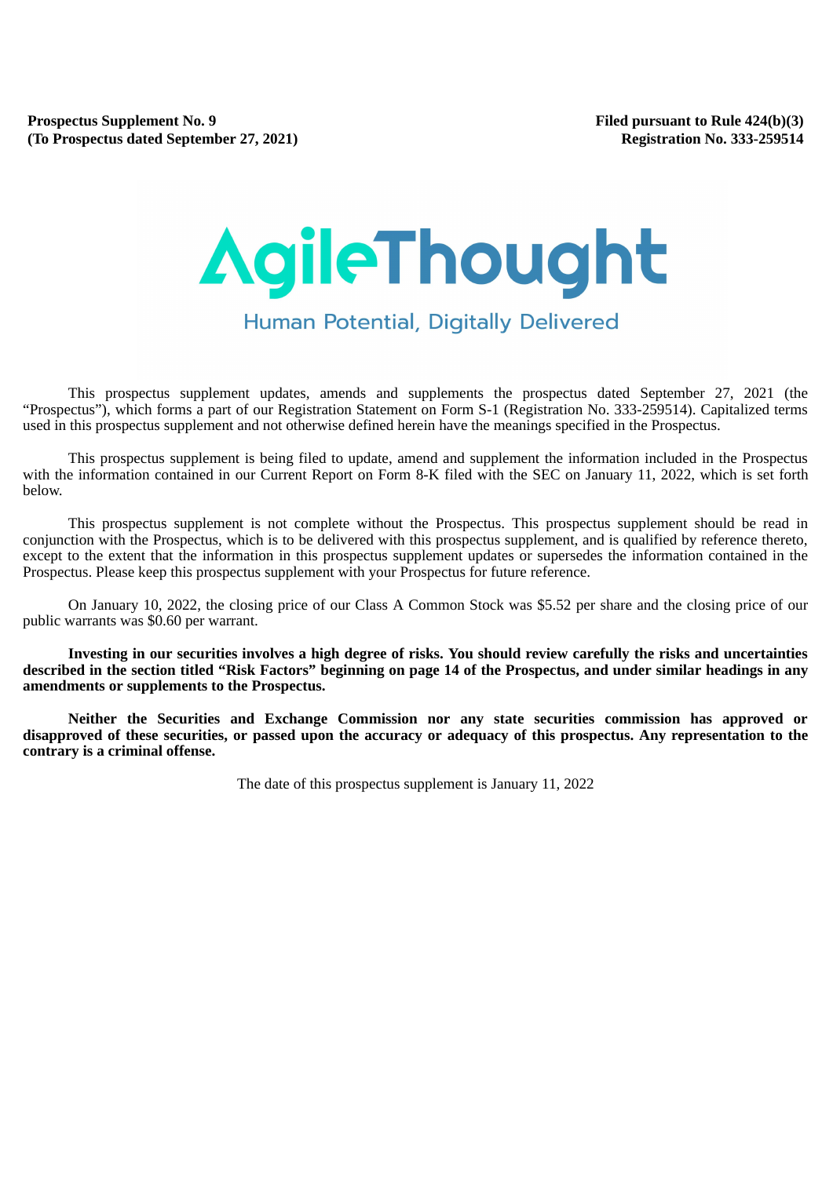**Prospectus Supplement No. 9**
**(To Prospectus dated September 27, 2021)**

**Filed pursuant to Rule 424(b)(3)**
**Registration No. 333-259514**

# AgileThought

Human Potential, Digitally Delivered

This prospectus supplement updates, amends and supplements the prospectus dated September 27, 2021 (the "Prospectus"), which forms a part of our Registration Statement on Form S-1 (Registration No. 333-259514). Capitalized terms used in this prospectus supplement and not otherwise defined herein have the meanings specified in the Prospectus.

This prospectus supplement is being filed to update, amend and supplement the information included in the Prospectus with the information contained in our Current Report on Form 8-K filed with the SEC on January 11, 2022, which is set forth below.

This prospectus supplement is not complete without the Prospectus. This prospectus supplement should be read in conjunction with the Prospectus, which is to be delivered with this prospectus supplement, and is qualified by reference thereto, except to the extent that the information in this prospectus supplement updates or supersedes the information contained in the Prospectus. Please keep this prospectus supplement with your Prospectus for future reference.

On January 10, 2022, the closing price of our Class A Common Stock was $5.52 per share and the closing price of our public warrants was $0.60 per warrant.

**Investing in our securities involves a high degree of risks. You should review carefully the risks and uncertainties described in the section titled "Risk Factors" beginning on page 14 of the Prospectus, and under similar headings in any amendments or supplements to the Prospectus.**

**Neither the Securities and Exchange Commission nor any state securities commission has approved or disapproved of these securities, or passed upon the accuracy or adequacy of this prospectus. Any representation to the contrary is a criminal offense.**

The date of this prospectus supplement is January 11, 2022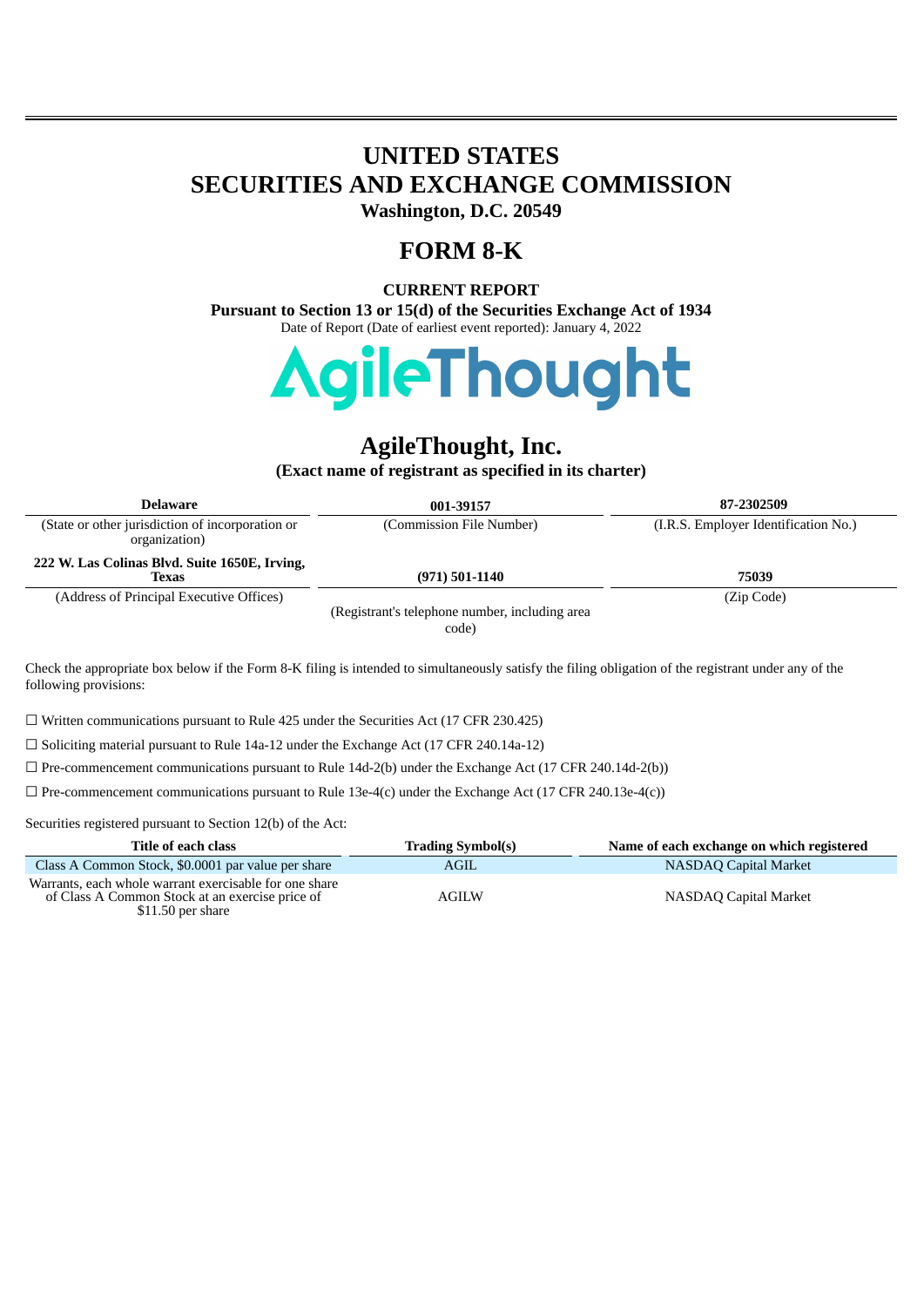# UNITED STATES
# SECURITIES AND EXCHANGE COMMISSION

**Washington, D.C. 20549**

# FORM 8-K

**CURRENT REPORT**

**Pursuant to Section 13 or 15(d) of the Securities Exchange Act of 1934**

Date of Report (Date of earliest event reported): January 4, 2022

AgileThought

# AgileThought, Inc.

**(Exact name of registrant as specified in its charter)**

| **Delaware** | **001-39157** | **87-2302509** |
|---|---|---|
| (State or other jurisdiction of incorporation or organization) | (Commission File Number) | (I.R.S. Employer Identification No.) |
| **222 W. Las Colinas Blvd. Suite 1650E, Irving, Texas** | **(971) 501-1140** | **75039** |
| (Address of Principal Executive Offices) | (Registrant's telephone number, including area code) | (Zip Code) |

Check the appropriate box below if the Form 8-K filing is intended to simultaneously satisfy the filing obligation of the registrant under any of the following provisions:

☐ Written communications pursuant to Rule 425 under the Securities Act (17 CFR 230.425)

☐ Soliciting material pursuant to Rule 14a-12 under the Exchange Act (17 CFR 240.14a-12)

☐ Pre-commencement communications pursuant to Rule 14d-2(b) under the Exchange Act (17 CFR 240.14d-2(b))

☐ Pre-commencement communications pursuant to Rule 13e-4(c) under the Exchange Act (17 CFR 240.13e-4(c))

Securities registered pursuant to Section 12(b) of the Act:

| Title of each class | Trading Symbol(s) | Name of each exchange on which registered |
|---|---|---|
| Class A Common Stock, $0.0001 par value per share | AGIL | NASDAQ Capital Market |
| Warrants, each whole warrant exercisable for one share of Class A Common Stock at an exercise price of $11.50 per share | AGILW | NASDAQ Capital Market |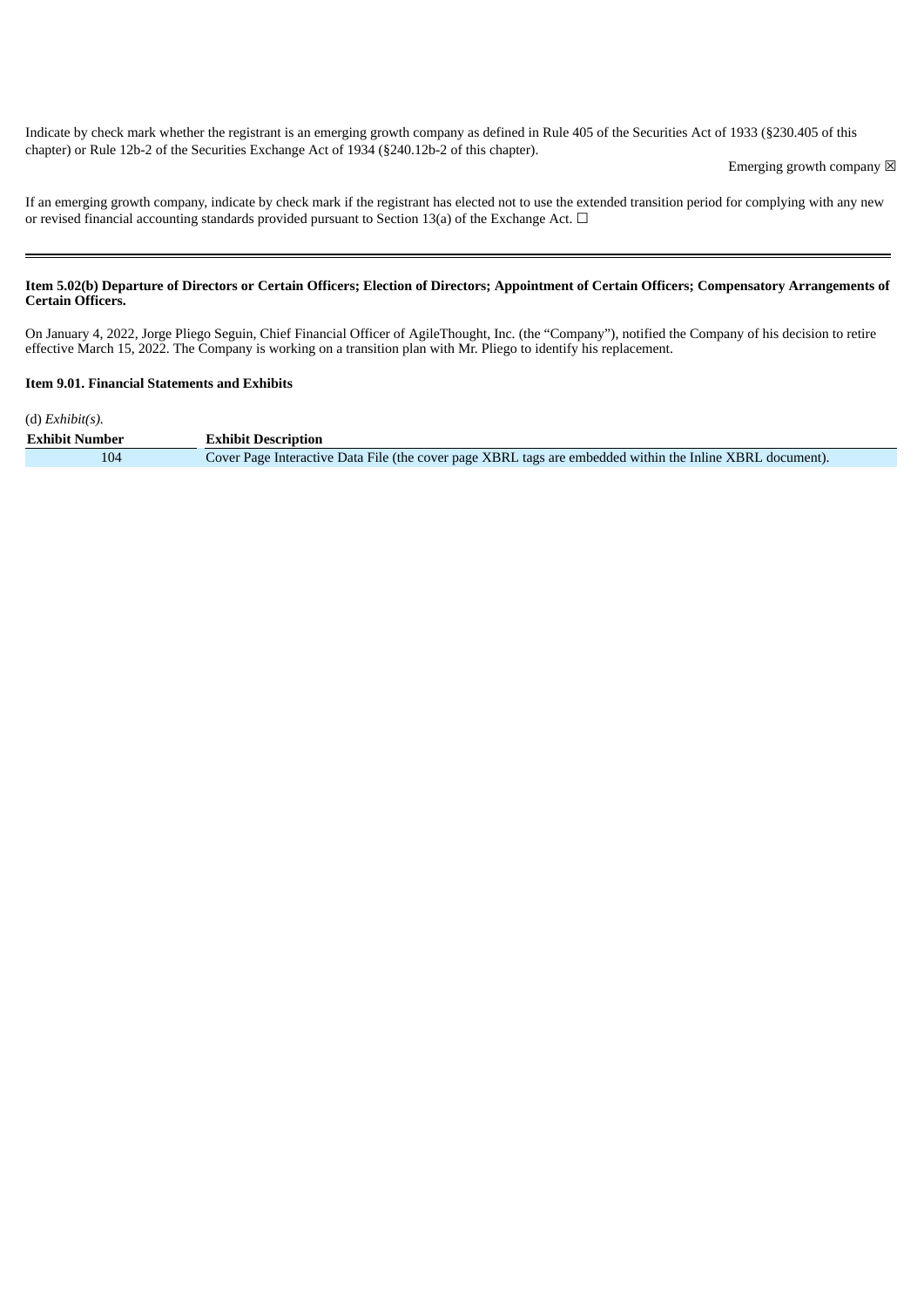Indicate by check mark whether the registrant is an emerging growth company as defined in Rule 405 of the Securities Act of 1933 (§230.405 of this chapter) or Rule 12b-2 of the Securities Exchange Act of 1934 (§240.12b-2 of this chapter).

Emerging growth company ☒

If an emerging growth company, indicate by check mark if the registrant has elected not to use the extended transition period for complying with any new or revised financial accounting standards provided pursuant to Section 13(a) of the Exchange Act. ☐

---

**Item 5.02(b) Departure of Directors or Certain Officers; Election of Directors; Appointment of Certain Officers; Compensatory Arrangements of Certain Officers.**

On January 4, 2022, Jorge Pliego Seguin, Chief Financial Officer of AgileThought, Inc. (the "Company"), notified the Company of his decision to retire effective March 15, 2022. The Company is working on a transition plan with Mr. Pliego to identify his replacement.

**Item 9.01. Financial Statements and Exhibits**

(d) *Exhibit(s).*

| Exhibit Number | Exhibit Description |
|---|---|
| 104 | Cover Page Interactive Data File (the cover page XBRL tags are embedded within the Inline XBRL document). |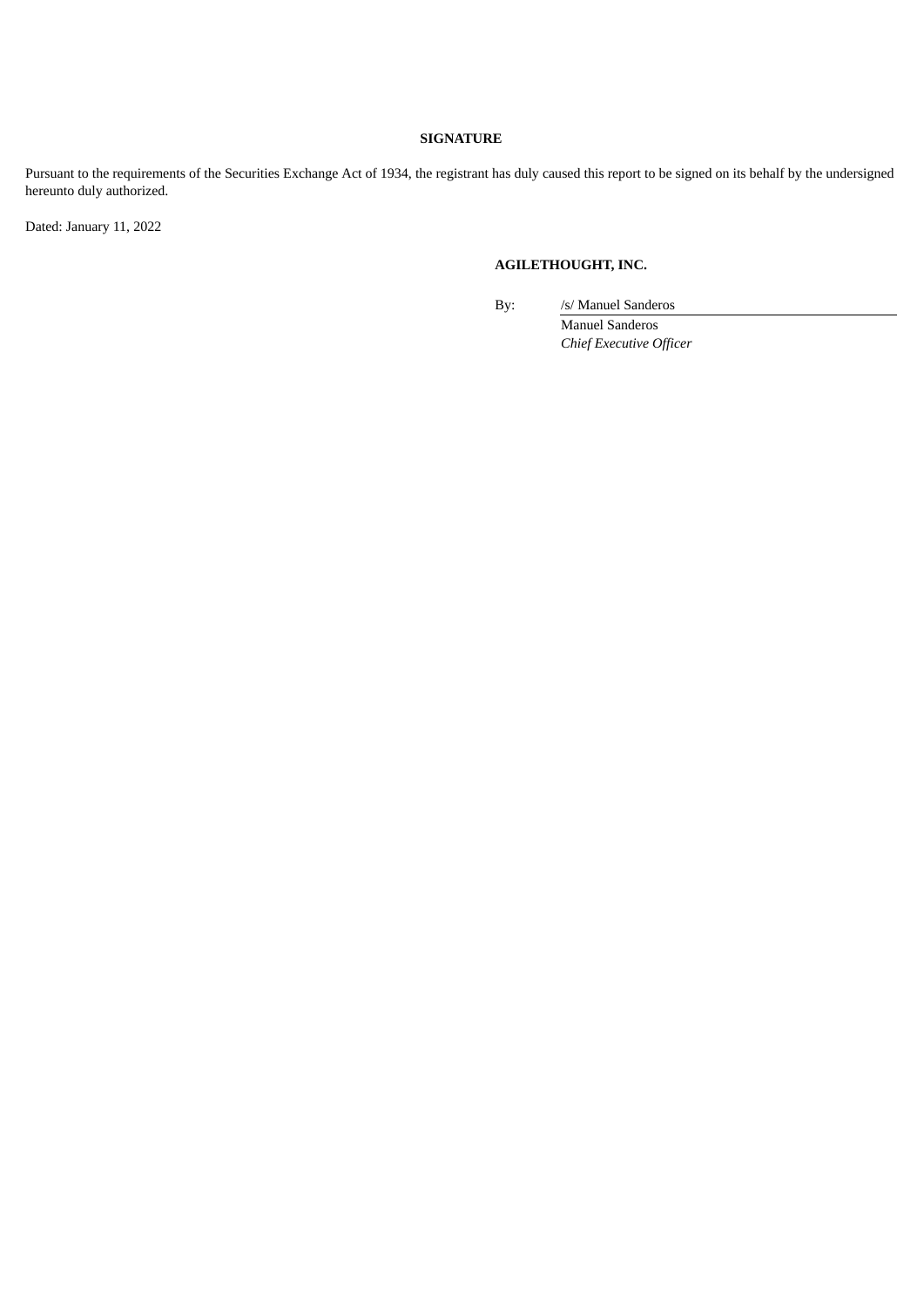**SIGNATURE**

Pursuant to the requirements of the Securities Exchange Act of 1934, the registrant has duly caused this report to be signed on its behalf by the undersigned hereunto duly authorized.

Dated: January 11, 2022

**AGILETHOUGHT, INC.**

By: /s/ Manuel Sanderos

Manuel Sanderos

*Chief Executive Officer*